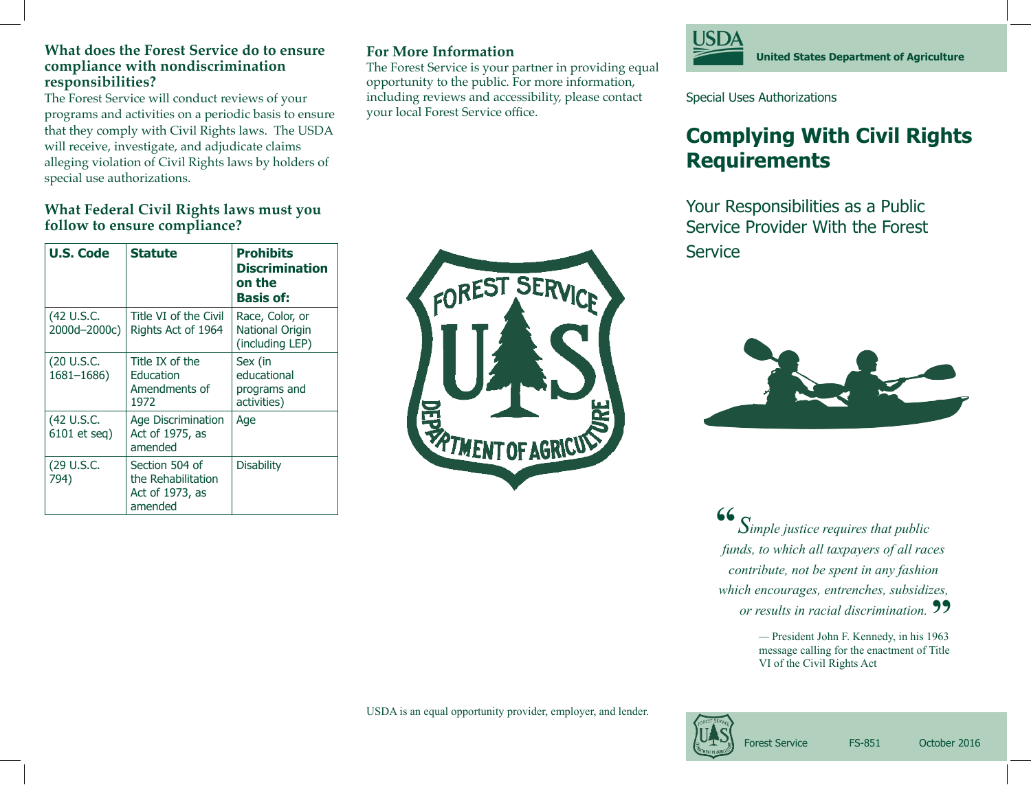USDA United States Department of Agriculture

Special Uses Authorizations

# Complying With Civil Rights Requirements

## Your Responsibilities as a Public Service Provider With the Forest Service

*"Simple justice requires that public funds, to which all taxpayers of all races contribute, not be spent in any fashion which encourages, entrenches, subsidizes, or results in racial discrimination."*

— President John F. Kennedy, in his 1963 message calling for the enactment of Title VI of the Civil Rights Act

Forest Service FS-851 October 2016

### What does the Forest Service do to ensure compliance with nondiscrimination responsibilities?

The Forest Service will conduct reviews of your programs and activities on a periodic basis to ensure that they comply with Civil Rights laws. The USDA will receive, investigate, and adjudicate claims alleging violation of Civil Rights laws by holders of special use authorizations.

### What Federal Civil Rights laws must you follow to ensure compliance?

| U.S. Code | Statute | Prohibits Discrimination on the Basis of: |
|---|---|---|
| (42 U.S.C. 2000d–2000c) | Title VI of the Civil Rights Act of 1964 | Race, Color, or National Origin (including LEP) |
| (20 U.S.C. 1681–1686) | Title IX of the Education Amendments of 1972 | Sex (in educational programs and activities) |
| (42 U.S.C. 6101 et seq) | Age Discrimination Act of 1975, as amended | Age |
| (29 U.S.C. 794) | Section 504 of the Rehabilitation Act of 1973, as amended | Disability |

### For More Information

The Forest Service is your partner in providing equal opportunity to the public. For more information, including reviews and accessibility, please contact your local Forest Service office.

USDA is an equal opportunity provider, employer, and lender.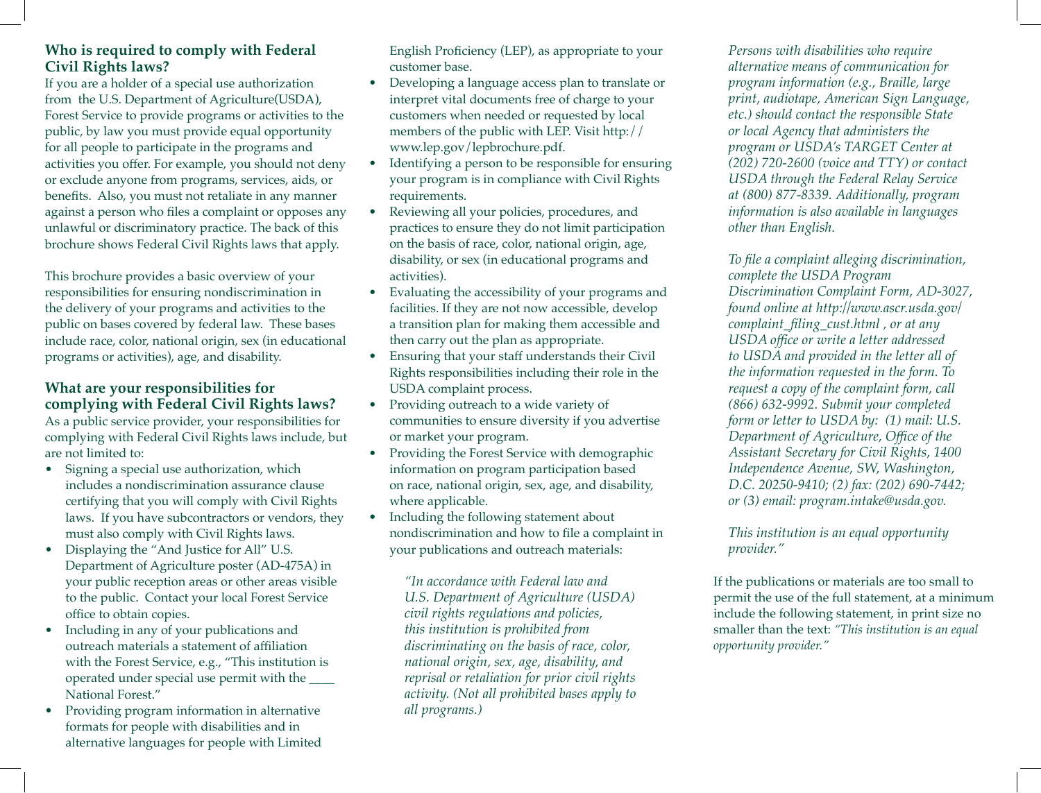## Who is required to comply with Federal Civil Rights laws?

If you are a holder of a special use authorization from the U.S. Department of Agriculture(USDA), Forest Service to provide programs or activities to the public, by law you must provide equal opportunity for all people to participate in the programs and activities you offer. For example, you should not deny or exclude anyone from programs, services, aids, or benefits. Also, you must not retaliate in any manner against a person who files a complaint or opposes any unlawful or discriminatory practice. The back of this brochure shows Federal Civil Rights laws that apply.

This brochure provides a basic overview of your responsibilities for ensuring nondiscrimination in the delivery of your programs and activities to the public on bases covered by federal law. These bases include race, color, national origin, sex (in educational programs or activities), age, and disability.

## What are your responsibilities for complying with Federal Civil Rights laws?

As a public service provider, your responsibilities for complying with Federal Civil Rights laws include, but are not limited to:

- Signing a special use authorization, which includes a nondiscrimination assurance clause certifying that you will comply with Civil Rights laws. If you have subcontractors or vendors, they must also comply with Civil Rights laws.
- Displaying the "And Justice for All" U.S. Department of Agriculture poster (AD-475A) in your public reception areas or other areas visible to the public. Contact your local Forest Service office to obtain copies.
- Including in any of your publications and outreach materials a statement of affiliation with the Forest Service, e.g., "This institution is operated under special use permit with the ____ National Forest."
- Providing program information in alternative formats for people with disabilities and in alternative languages for people with Limited English Proficiency (LEP), as appropriate to your customer base.
- Developing a language access plan to translate or interpret vital documents free of charge to your customers when needed or requested by local members of the public with LEP. Visit http://www.lep.gov/lepbrochure.pdf.
- Identifying a person to be responsible for ensuring your program is in compliance with Civil Rights requirements.
- Reviewing all your policies, procedures, and practices to ensure they do not limit participation on the basis of race, color, national origin, age, disability, or sex (in educational programs and activities).
- Evaluating the accessibility of your programs and facilities. If they are not now accessible, develop a transition plan for making them accessible and then carry out the plan as appropriate.
- Ensuring that your staff understands their Civil Rights responsibilities including their role in the USDA complaint process.
- Providing outreach to a wide variety of communities to ensure diversity if you advertise or market your program.
- Providing the Forest Service with demographic information on program participation based on race, national origin, sex, age, and disability, where applicable.
- Including the following statement about nondiscrimination and how to file a complaint in your publications and outreach materials:

> *"In accordance with Federal law and U.S. Department of Agriculture (USDA) civil rights regulations and policies, this institution is prohibited from discriminating on the basis of race, color, national origin, sex, age, disability, and reprisal or retaliation for prior civil rights activity. (Not all prohibited bases apply to all programs.)*
>
> *Persons with disabilities who require alternative means of communication for program information (e.g., Braille, large print, audiotape, American Sign Language, etc.) should contact the responsible State or local Agency that administers the program or USDA's TARGET Center at (202) 720-2600 (voice and TTY) or contact USDA through the Federal Relay Service at (800) 877-8339. Additionally, program information is also available in languages other than English.*
>
> *To file a complaint alleging discrimination, complete the USDA Program Discrimination Complaint Form, AD-3027, found online at http://www.ascr.usda.gov/complaint_filing_cust.html , or at any USDA office or write a letter addressed to USDA and provided in the letter all of the information requested in the form. To request a copy of the complaint form, call (866) 632-9992. Submit your completed form or letter to USDA by: (1) mail: U.S. Department of Agriculture, Office of the Assistant Secretary for Civil Rights, 1400 Independence Avenue, SW, Washington, D.C. 20250-9410; (2) fax: (202) 690-7442; or (3) email: program.intake@usda.gov.*
>
> *This institution is an equal opportunity provider."*

If the publications or materials are too small to permit the use of the full statement, at a minimum include the following statement, in print size no smaller than the text: *"This institution is an equal opportunity provider."*